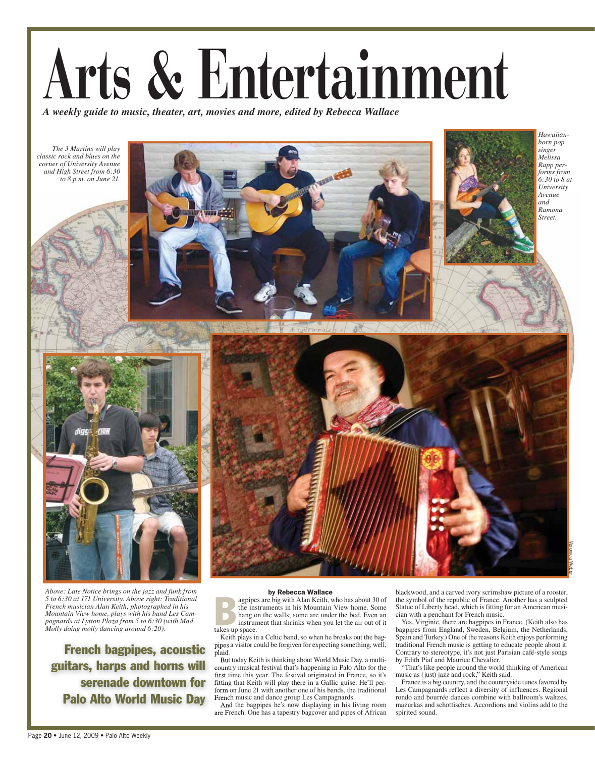# Arts & Entertainment

*A weekly guide to music, theater, art, movies and more, edited by Rebecca Wallace*

*The 3 Martins will play classic rock and blues on the corner of University Avenue and High Street from 6:30 to 8 p.m. on June 21.*

*Hawaiian-born pop singer Melissa Rapp performs from 6:30 to 8 at University Avenue and Ramona Street.*

*Above: Late Notice brings on the jazz and funk from 5 to 6:30 at 171 University. Above right: Traditional French musician Alan Keith, photographed in his Mountain View home, plays with his band Les Campagnards at Lytton Plaza from 5 to 6:30 (with Mad Molly doing molly dancing around 6:20).*

Veronica Weber

## French bagpipes, acoustic guitars, harps and horns will serenade downtown for Palo Alto World Music Day

**by Rebecca Wallace**

Bagpipes are big with Alan Keith, who has about 30 of the instruments in his Mountain View home. Some hang on the walls; some are under the bed. Even an instrument that shrinks when you let the air out of it takes up space.

Keith plays in a Celtic band, so when he breaks out the bagpipes a visitor could be forgiven for expecting something, well, plaid.

But today Keith is thinking about World Music Day, a multi-country musical festival that's happening in Palo Alto for the first time this year. The festival originated in France, so it's fitting that Keith will play there in a Gallic guise. He'll perform on June 21 with another one of his bands, the traditional French music and dance group Les Campagnards.

And the bagpipes he's now displaying in his living room are French. One has a tapestry bagcover and pipes of African blackwood, and a carved ivory scrimshaw picture of a rooster, the symbol of the republic of France. Another has a sculpted Statue of Liberty head, which is fitting for an American musician with a penchant for French music.

Yes, Virginie, there are bagpipes in France. (Keith also has bagpipes from England, Sweden, Belgium, the Netherlands, Spain and Turkey.) One of the reasons Keith enjoys performing traditional French music is getting to educate people about it. Contrary to stereotype, it's not just Parisian café-style songs by Edith Piaf and Maurice Chevalier.

"That's like people around the world thinking of American music as (just) jazz and rock," Keith said.

France is a big country, and the countryside tunes favored by Les Campagnards reflect a diversity of influences. Regional rondo and bourrée dances combine with ballroom's waltzes, mazurkas and schottisches. Accordions and violins add to the spirited sound.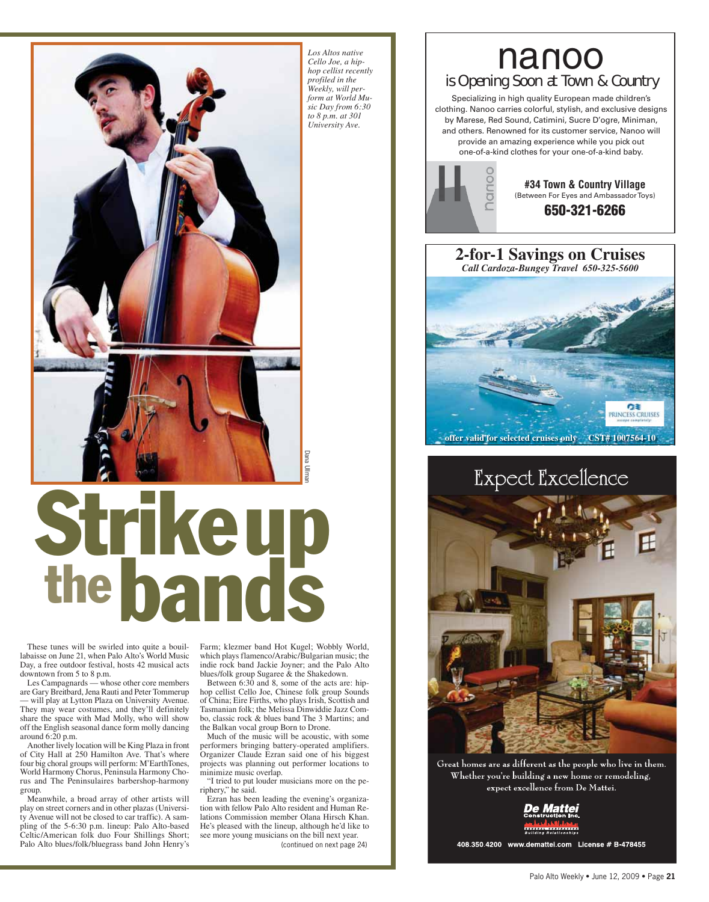*Los Altos native Cello Joe, a hip-hop cellist recently profiled in the Weekly, will perform at World Music Day from 6:30 to 8 p.m. at 301 University Ave.*

Dana Ullman

# Strike up the bands

These tunes will be swirled into quite a bouillabaisse on June 21, when Palo Alto's World Music Day, a free outdoor festival, hosts 42 musical acts downtown from 5 to 8 p.m.

Les Campagnards — whose other core members are Gary Breitbard, Jena Rauti and Peter Tommerup — will play at Lytton Plaza on University Avenue. They may wear costumes, and they'll definitely share the space with Mad Molly, who will show off the English seasonal dance form molly dancing around 6:20 p.m.

Another lively location will be King Plaza in front of City Hall at 250 Hamilton Ave. That's where four big choral groups will perform: M'EarthTones, World Harmony Chorus, Peninsula Harmony Chorus and The Peninsulaires barbershop-harmony group.

Meanwhile, a broad array of other artists will play on street corners and in other plazas (University Avenue will not be closed to car traffic). A sampling of the 5-6:30 p.m. lineup: Palo Alto-based Celtic/American folk duo Four Shillings Short; Palo Alto blues/folk/bluegrass band John Henry's Farm; klezmer band Hot Kugel; Wobbly World, which plays flamenco/Arabic/Bulgarian music; the indie rock band Jackie Joyner; and the Palo Alto blues/folk group Sugaree & the Shakedown.

Between 6:30 and 8, some of the acts are: hip-hop cellist Cello Joe, Chinese folk group Sounds of China; Eire Firths, who plays Irish, Scottish and Tasmanian folk; the Melissa Dinwiddie Jazz Combo, classic rock & blues band The 3 Martins; and the Balkan vocal group Born to Drone.

Much of the music will be acoustic, with some performers bringing battery-operated amplifiers. Organizer Claude Ezran said one of his biggest projects was planning out performer locations to minimize music overlap.

"I tried to put louder musicians more on the periphery," he said.

Ezran has been leading the evening's organization with fellow Palo Alto resident and Human Relations Commission member Olana Hirsch Khan. He's pleased with the lineup, although he'd like to see more young musicians on the bill next year.

(continued on next page 24)

---

# nanoo

## is Opening Soon at Town & Country

Specializing in high quality European made children's clothing. Nanoo carries colorful, stylish, and exclusive designs by Marese, Red Sound, Catimini, Sucre D'ogre, Miniman, and others. Renowned for its customer service, Nanoo will provide an amazing experience while you pick out one-of-a-kind clothes for your one-of-a-kind baby.

**#34 Town & Country Village**
(Between For Eyes and Ambassador Toys)

**650-321-6266**

---

## 2-for-1 Savings on Cruises

***Call Cardoza-Bungey Travel 650-325-5600***

PRINCESS CRUISES

**offer valid for selected cruises only CST# 1007564-10**

---

## Expect Excellence

Great homes are as different as the people who live in them. Whether you're building a new home or remodeling, expect excellence from De Mattei.

**De Mattei** Construction Inc.
Building Relationships

408.350.4200 www.demattei.com License # B-478455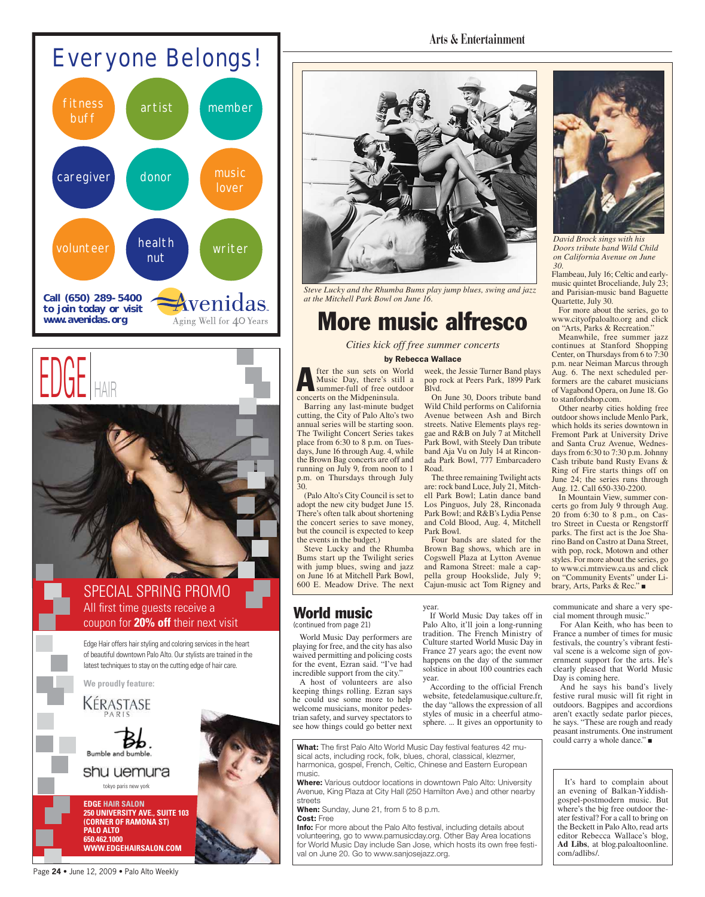Everyone Belongs!

fitness buff | artist | member | caregiver | donor | music lover | volunteer | health nut | writer

Call (650) 289-5400 to join today or visit www.avenidas.org

Avenidas. Aging Well for 40 Years

EDGE HAIR

SPECIAL SPRING PROMO

All first time guests receive a coupon for **20% off** their next visit

Edge Hair offers hair styling and coloring services in the heart of beautiful downtown Palo Alto. Our stylists are trained in the latest techniques to stay on the cutting edge of hair care.

We proudly feature:

KÉRASTASE PARIS

Bumble and bumble.

shu uemura tokyo paris new york

**EDGE HAIR SALON**
**250 UNIVERSITY AVE., SUITE 103**
**(CORNER OF RAMONA ST)**
**PALO ALTO**
**650.462.1000**
**WWW.EDGEHAIRSALON.COM**

Arts & Entertainment

*Steve Lucky and the Rhumba Bums play jump blues, swing and jazz at the Mitchell Park Bowl on June 16.*

# More music alfresco

*Cities kick off free summer concerts*

**by Rebecca Wallace**

After the sun sets on World Music Day, there's still a summer-full of free outdoor concerts on the Midpeninsula.

Barring any last-minute budget cutting, the City of Palo Alto's two annual series will be starting soon. The Twilight Concert Series takes place from 6:30 to 8 p.m. on Tuesdays, June 16 through Aug. 4, while the Brown Bag concerts are off and running on July 9, from noon to 1 p.m. on Thursdays through July 30.

(Palo Alto's City Council is set to adopt the new city budget June 15. There's often talk about shortening the concert series to save money, but the council is expected to keep the events in the budget.)

Steve Lucky and the Rhumba Bums start up the Twilight series with jump blues, swing and jazz on June 16 at Mitchell Park Bowl, 600 E. Meadow Drive. The next week, the Jessie Turner Band plays pop rock at Peers Park, 1899 Park Blvd.

On June 30, Doors tribute band Wild Child performs on California Avenue between Ash and Birch streets. Native Elements plays reggae and R&B on July 7 at Mitchell Park Bowl, with Steely Dan tribute band Aja Vu on July 14 at Rinconada Park Bowl, 777 Embarcadero Road.

The three remaining Twilight acts are: rock band Luce, July 21, Mitchell Park Bowl; Latin dance band Los Pinguos, July 28, Rinconada Park Bowl; and R&B's Lydia Pense and Cold Blood, Aug. 4, Mitchell Park Bowl.

Four bands are slated for the Brown Bag shows, which are in Cogswell Plaza at Lytton Avenue and Ramona Street: male a cappella group Hookslide, July 9; Cajun-music act Tom Rigney and Flambeau, July 16; Celtic and early-music quintet Broceliande, July 23; and Parisian-music band Baguette Quartette, July 30.

*David Brock sings with his Doors tribute band Wild Child on California Avenue on June 30.*

For more about the series, go to www.cityofpaloalto.org and click on "Arts, Parks & Recreation."

Meanwhile, free summer jazz continues at Stanford Shopping Center, on Thursdays from 6 to 7:30 p.m. near Neiman Marcus through Aug. 6. The next scheduled performers are the cabaret musicians of Vagabond Opera, on June 18. Go to stanfordshop.com.

Other nearby cities holding free outdoor shows include Menlo Park, which holds its series downtown in Fremont Park at University Drive and Santa Cruz Avenue, Wednesdays from 6:30 to 7:30 p.m. Johnny Cash tribute band Rusty Evans & Ring of Fire starts things off on June 24; the series runs through Aug. 12. Call 650-330-2200.

In Mountain View, summer concerts go from July 9 through Aug. 20 from 6:30 to 8 p.m., on Castro Street in Cuesta or Rengstorff parks. The first act is the Joe Sharino Band on Castro at Dana Street, with pop, rock, Motown and other styles. For more about the series, go to www.ci.mtnview.ca.us and click on "Community Events" under Library, Arts, Parks & Rec." ■

## World music

(continued from page 21)

World Music Day performers are playing for free, and the city has also waived permitting and policing costs for the event, Ezran said. "I've had incredible support from the city."

A host of volunteers are also keeping things rolling. Ezran says he could use some more to help welcome musicians, monitor pedestrian safety, and survey spectators to see how things could go better next year.

If World Music Day takes off in Palo Alto, it'll join a long-running tradition. The French Ministry of Culture started World Music Day in France 27 years ago; the event now happens on the day of the summer solstice in about 100 countries each year.

According to the official French website, fetedelamusique.culture.fr, the day "allows the expression of all styles of music in a cheerful atmosphere. ... It gives an opportunity to communicate and share a very special moment through music."

For Alan Keith, who has been to France a number of times for music festivals, the country's vibrant festival scene is a welcome sign of government support for the arts. He's clearly pleased that World Music Day is coming here.

And he says his band's lively festive rural music will fit right in outdoors. Bagpipes and accordions aren't exactly sedate parlor pieces, he says. "These are rough and ready peasant instruments. One instrument could carry a whole dance." ■

**What:** The first Palo Alto World Music Day festival features 42 musical acts, including rock, folk, blues, choral, classical, klezmer, harmonica, gospel, French, Celtic, Chinese and Eastern European music.

**Where:** Various outdoor locations in downtown Palo Alto: University Avenue, King Plaza at City Hall (250 Hamilton Ave.) and other nearby streets

**When:** Sunday, June 21, from 5 to 8 p.m.

**Cost:** Free

**Info:** For more about the Palo Alto festival, including details about volunteering, go to www.pamusicday.org. Other Bay Area locations for World Music Day include San Jose, which hosts its own free festival on June 20. Go to www.sanjosejazz.org.

It's hard to complain about an evening of Balkan-Yiddish-gospel-postmodern music. But where's the big free outdoor theater festival? For a call to bring on the Beckett in Palo Alto, read arts editor Rebecca Wallace's blog, **Ad Libs**, at blog.paloaltoonline.com/adlibs/.